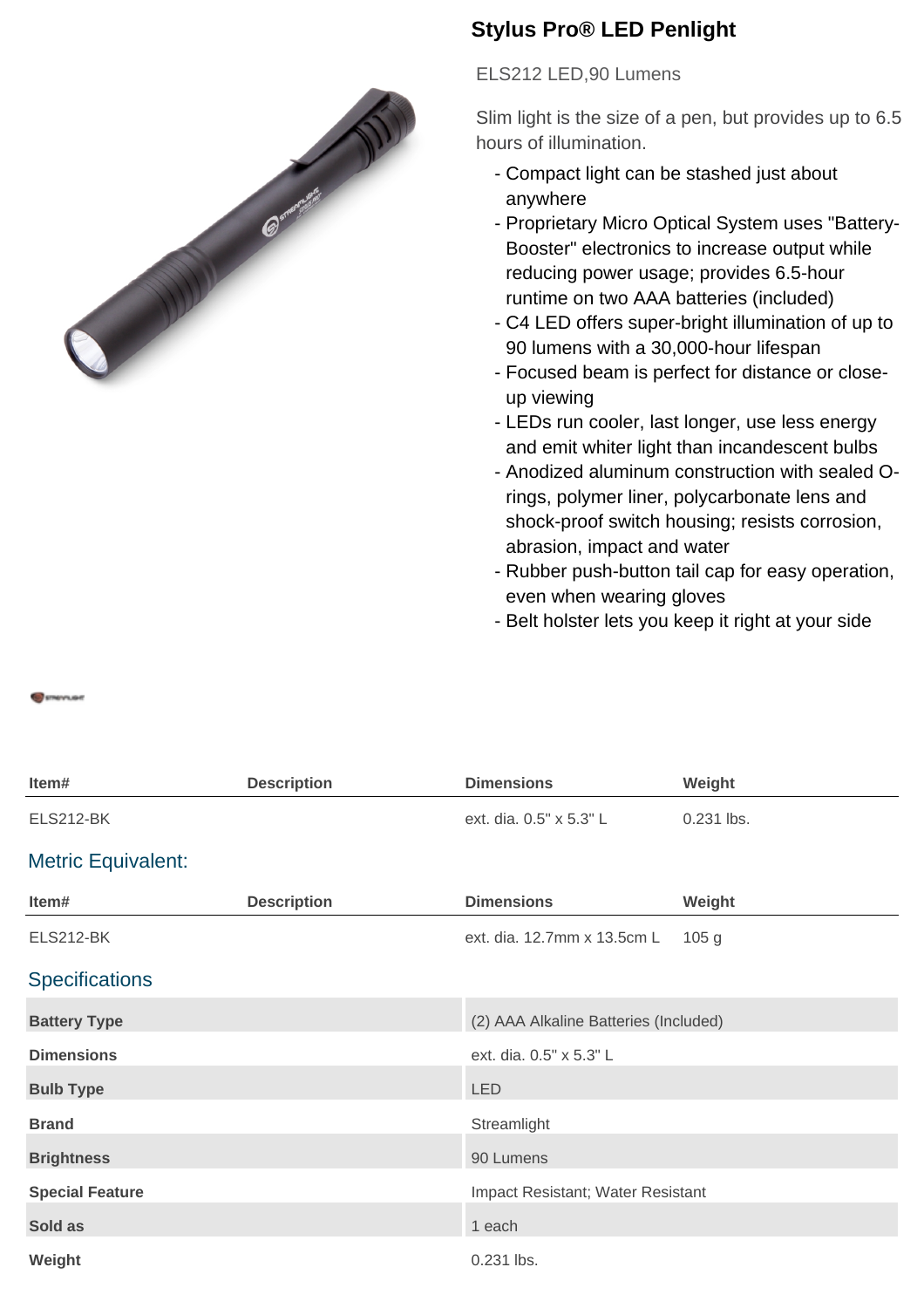# Stylus Pro® LED Penlight

ELS212 LED,90 Lumens

Slim light is the size of a pen, but provides up to 6.5 hours of illumination.

- Compact light can be stashed just about anywhere
- Proprietary Micro Optical System uses "Battery-Booster" electronics to increase output while reducing power usage; provides 6.5-hour runtime on two AAA batteries (included)
- C4 LED offers super-bright illumination of up to 90 lumens with a 30,000-hour lifespan
- Focused beam is perfect for distance or close-up viewing
- LEDs run cooler, last longer, use less energy and emit whiter light than incandescent bulbs
- Anodized aluminum construction with sealed O-rings, polymer liner, polycarbonate lens and shock-proof switch housing; resists corrosion, abrasion, impact and water
- Rubber push-button tail cap for easy operation, even when wearing gloves
- Belt holster lets you keep it right at your side

| Item# | Description | Dimensions | Weight |
|---|---|---|---|
| ELS212-BK | | ext. dia. 0.5" x 5.3" L | 0.231 lbs. |

## Metric Equivalent:

| Item# | Description | Dimensions | Weight |
|---|---|---|---|
| ELS212-BK | | ext. dia. 12.7mm x 13.5cm L | 105 g |

## Specifications

| | |
|---|---|
| **Battery Type** | (2) AAA Alkaline Batteries (Included) |
| **Dimensions** | ext. dia. 0.5" x 5.3" L |
| **Bulb Type** | LED |
| **Brand** | Streamlight |
| **Brightness** | 90 Lumens |
| **Special Feature** | Impact Resistant; Water Resistant |
| **Sold as** | 1 each |
| **Weight** | 0.231 lbs. |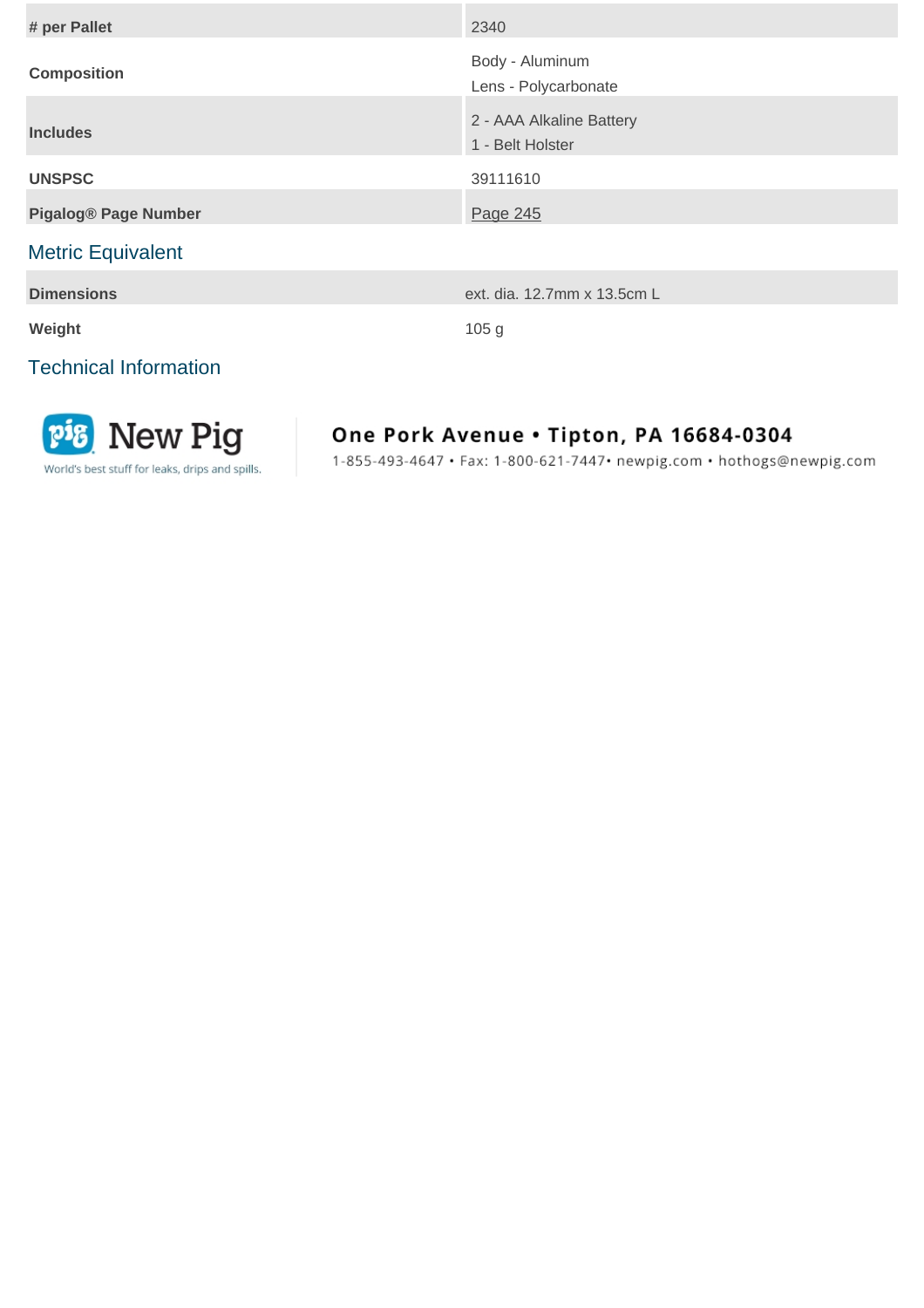| | |
|---|---|
| # per Pallet | 2340 |
| Composition | Body - Aluminum<br>Lens - Polycarbonate |
| Includes | 2 - AAA Alkaline Battery<br>1 - Belt Holster |
| UNSPSC | 39111610 |
| Pigalog® Page Number | Page 245 |

## Metric Equivalent

| | |
|---|---|
| Dimensions | ext. dia. 12.7mm x 13.5cm L |
| Weight | 105 g |

## Technical Information

New Pig
World's best stuff for leaks, drips and spills.

One Pork Avenue • Tipton, PA 16684-0304
1-855-493-4647 • Fax: 1-800-621-7447• newpig.com • hothogs@newpig.com